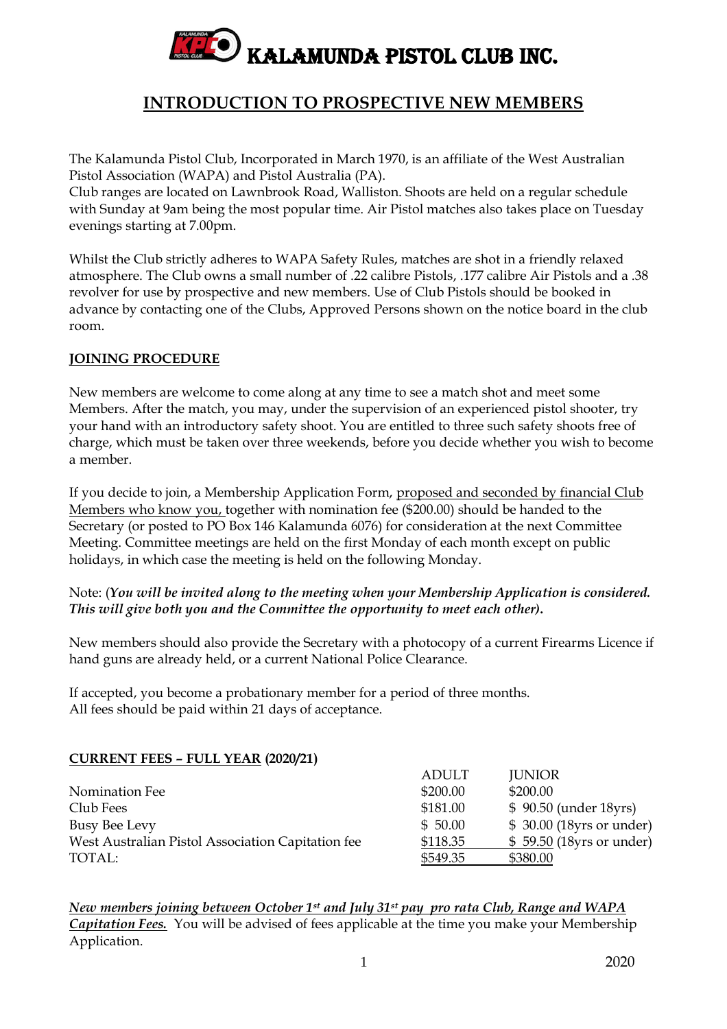# KALAMUNDA PISTOL CLUB INC.

## INTRODUCTION TO PROSPECTIVE NEW MEMBERS

The Kalamunda Pistol Club, Incorporated in March 1970, is an affiliate of the West Australian Pistol Association (WAPA) and Pistol Australia (PA).
Club ranges are located on Lawnbrook Road, Walliston. Shoots are held on a regular schedule with Sunday at 9am being the most popular time. Air Pistol matches also takes place on Tuesday evenings starting at 7.00pm.

Whilst the Club strictly adheres to WAPA Safety Rules, matches are shot in a friendly relaxed atmosphere. The Club owns a small number of .22 calibre Pistols, .177 calibre Air Pistols and a .38 revolver for use by prospective and new members. Use of Club Pistols should be booked in advance by contacting one of the Clubs, Approved Persons shown on the notice board in the club room.

### JOINING PROCEDURE

New members are welcome to come along at any time to see a match shot and meet some Members. After the match, you may, under the supervision of an experienced pistol shooter, try your hand with an introductory safety shoot. You are entitled to three such safety shoots free of charge, which must be taken over three weekends, before you decide whether you wish to become a member.

If you decide to join, a Membership Application Form, proposed and seconded by financial Club Members who know you, together with nomination fee ($200.00) should be handed to the Secretary (or posted to PO Box 146 Kalamunda 6076) for consideration at the next Committee Meeting. Committee meetings are held on the first Monday of each month except on public holidays, in which case the meeting is held on the following Monday.

Note: (***You will be invited along to the meeting when your Membership Application is considered. This will give both you and the Committee the opportunity to meet each other*)**.

New members should also provide the Secretary with a photocopy of a current Firearms Licence if hand guns are already held, or a current National Police Clearance.

If accepted, you become a probationary member for a period of three months.
All fees should be paid within 21 days of acceptance.

### CURRENT FEES – FULL YEAR (2020/21)

| | ADULT | JUNIOR |
|---|---|---|
| Nomination Fee | $200.00 | $200.00 |
| Club Fees | $181.00 | $ 90.50 (under 18yrs) |
| Busy Bee Levy | $ 50.00 | $ 30.00 (18yrs or under) |
| West Australian Pistol Association Capitation fee | $118.35 | $ 59.50 (18yrs or under) |
| TOTAL: | $549.35 | $380.00 |

***New members joining between October 1st and July 31st pay pro rata Club, Range and WAPA Capitation Fees.*** You will be advised of fees applicable at the time you make your Membership Application.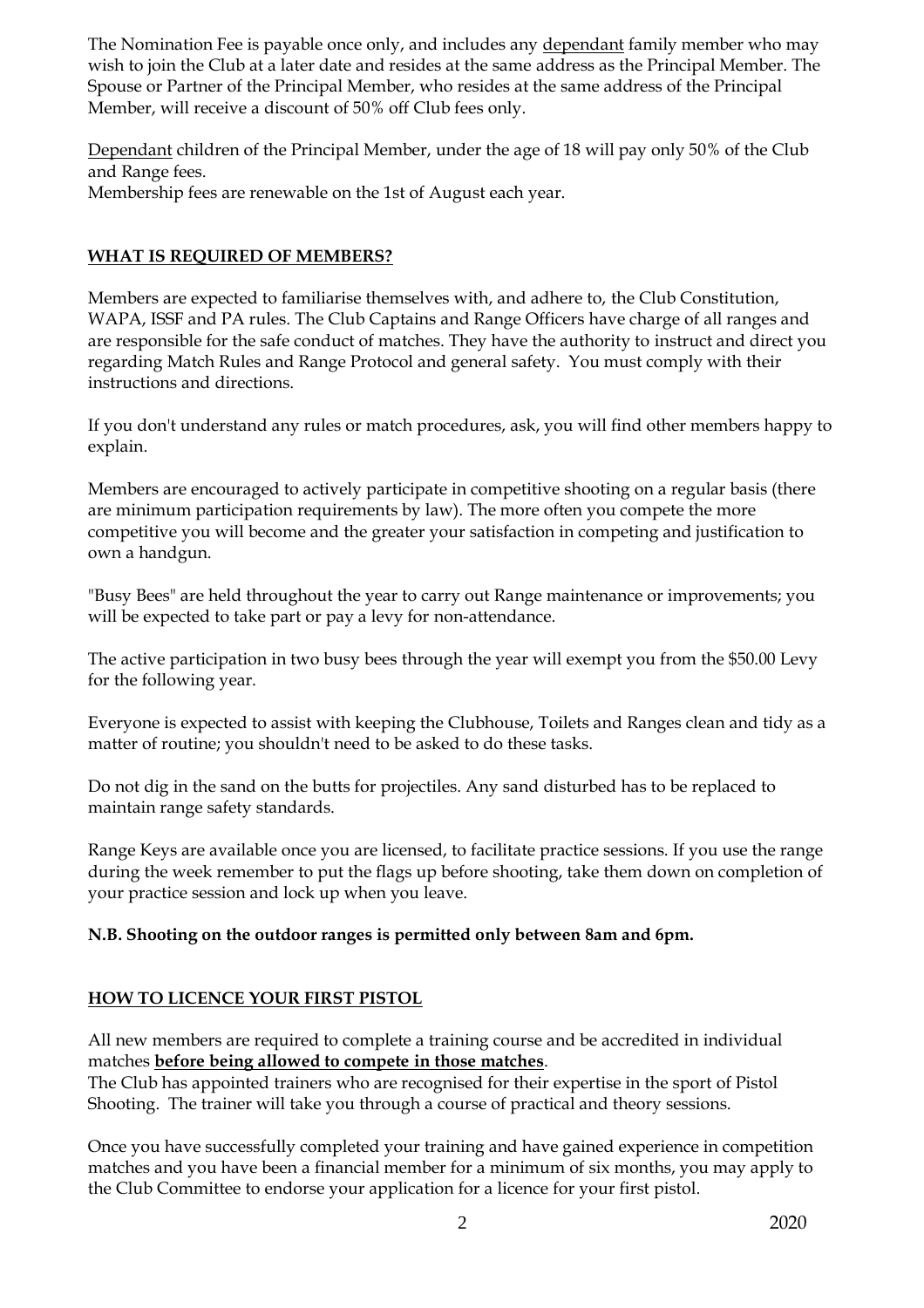The Nomination Fee is payable once only, and includes any <u>dependant</u> family member who may wish to join the Club at a later date and resides at the same address as the Principal Member. The Spouse or Partner of the Principal Member, who resides at the same address of the Principal Member, will receive a discount of 50% off Club fees only.

<u>Dependant</u> children of the Principal Member, under the age of 18 will pay only 50% of the Club and Range fees.
Membership fees are renewable on the 1st of August each year.

## <u>**WHAT IS REQUIRED OF MEMBERS?**</u>

Members are expected to familiarise themselves with, and adhere to, the Club Constitution, WAPA, ISSF and PA rules. The Club Captains and Range Officers have charge of all ranges and are responsible for the safe conduct of matches. They have the authority to instruct and direct you regarding Match Rules and Range Protocol and general safety. You must comply with their instructions and directions.

If you don't understand any rules or match procedures, ask, you will find other members happy to explain.

Members are encouraged to actively participate in competitive shooting on a regular basis (there are minimum participation requirements by law). The more often you compete the more competitive you will become and the greater your satisfaction in competing and justification to own a handgun.

"Busy Bees" are held throughout the year to carry out Range maintenance or improvements; you will be expected to take part or pay a levy for non-attendance.

The active participation in two busy bees through the year will exempt you from the $50.00 Levy for the following year.

Everyone is expected to assist with keeping the Clubhouse, Toilets and Ranges clean and tidy as a matter of routine; you shouldn't need to be asked to do these tasks.

Do not dig in the sand on the butts for projectiles. Any sand disturbed has to be replaced to maintain range safety standards.

Range Keys are available once you are licensed, to facilitate practice sessions. If you use the range during the week remember to put the flags up before shooting, take them down on completion of your practice session and lock up when you leave.

**N.B. Shooting on the outdoor ranges is permitted only between 8am and 6pm.**

## <u>**HOW TO LICENCE YOUR FIRST PISTOL**</u>

All new members are required to complete a training course and be accredited in individual matches <u>**before being allowed to compete in those matches**</u>.
The Club has appointed trainers who are recognised for their expertise in the sport of Pistol Shooting. The trainer will take you through a course of practical and theory sessions.

Once you have successfully completed your training and have gained experience in competition matches and you have been a financial member for a minimum of six months, you may apply to the Club Committee to endorse your application for a licence for your first pistol.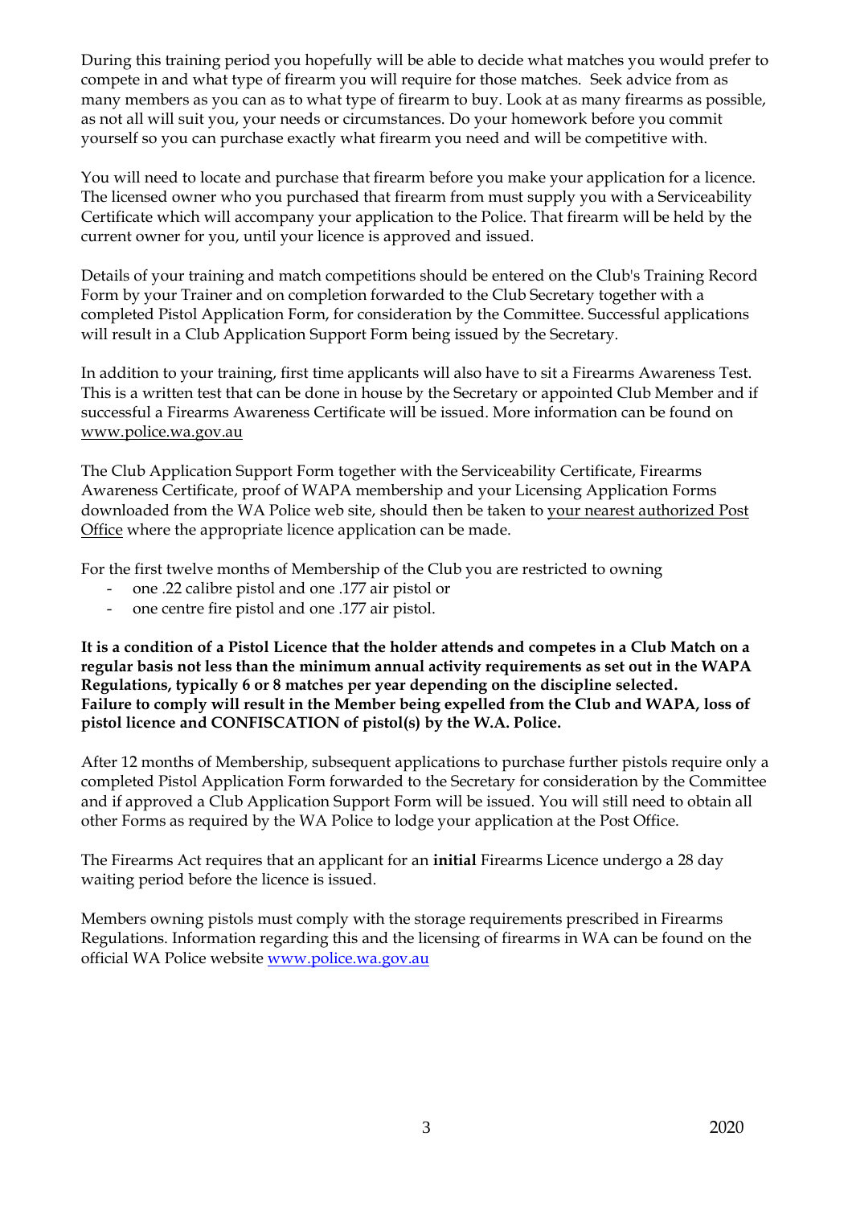During this training period you hopefully will be able to decide what matches you would prefer to compete in and what type of firearm you will require for those matches. Seek advice from as many members as you can as to what type of firearm to buy. Look at as many firearms as possible, as not all will suit you, your needs or circumstances. Do your homework before you commit yourself so you can purchase exactly what firearm you need and will be competitive with.

You will need to locate and purchase that firearm before you make your application for a licence. The licensed owner who you purchased that firearm from must supply you with a Serviceability Certificate which will accompany your application to the Police. That firearm will be held by the current owner for you, until your licence is approved and issued.

Details of your training and match competitions should be entered on the Club's Training Record Form by your Trainer and on completion forwarded to the Club Secretary together with a completed Pistol Application Form, for consideration by the Committee. Successful applications will result in a Club Application Support Form being issued by the Secretary.

In addition to your training, first time applicants will also have to sit a Firearms Awareness Test. This is a written test that can be done in house by the Secretary or appointed Club Member and if successful a Firearms Awareness Certificate will be issued. More information can be found on www.police.wa.gov.au

The Club Application Support Form together with the Serviceability Certificate, Firearms Awareness Certificate, proof of WAPA membership and your Licensing Application Forms downloaded from the WA Police web site, should then be taken to your nearest authorized Post Office where the appropriate licence application can be made.

For the first twelve months of Membership of the Club you are restricted to owning

- one .22 calibre pistol and one .177 air pistol or
- one centre fire pistol and one .177 air pistol.

**It is a condition of a Pistol Licence that the holder attends and competes in a Club Match on a regular basis not less than the minimum annual activity requirements as set out in the WAPA Regulations, typically 6 or 8 matches per year depending on the discipline selected. Failure to comply will result in the Member being expelled from the Club and WAPA, loss of pistol licence and CONFISCATION of pistol(s) by the W.A. Police.**

After 12 months of Membership, subsequent applications to purchase further pistols require only a completed Pistol Application Form forwarded to the Secretary for consideration by the Committee and if approved a Club Application Support Form will be issued. You will still need to obtain all other Forms as required by the WA Police to lodge your application at the Post Office.

The Firearms Act requires that an applicant for an **initial** Firearms Licence undergo a 28 day waiting period before the licence is issued.

Members owning pistols must comply with the storage requirements prescribed in Firearms Regulations. Information regarding this and the licensing of firearms in WA can be found on the official WA Police website www.police.wa.gov.au